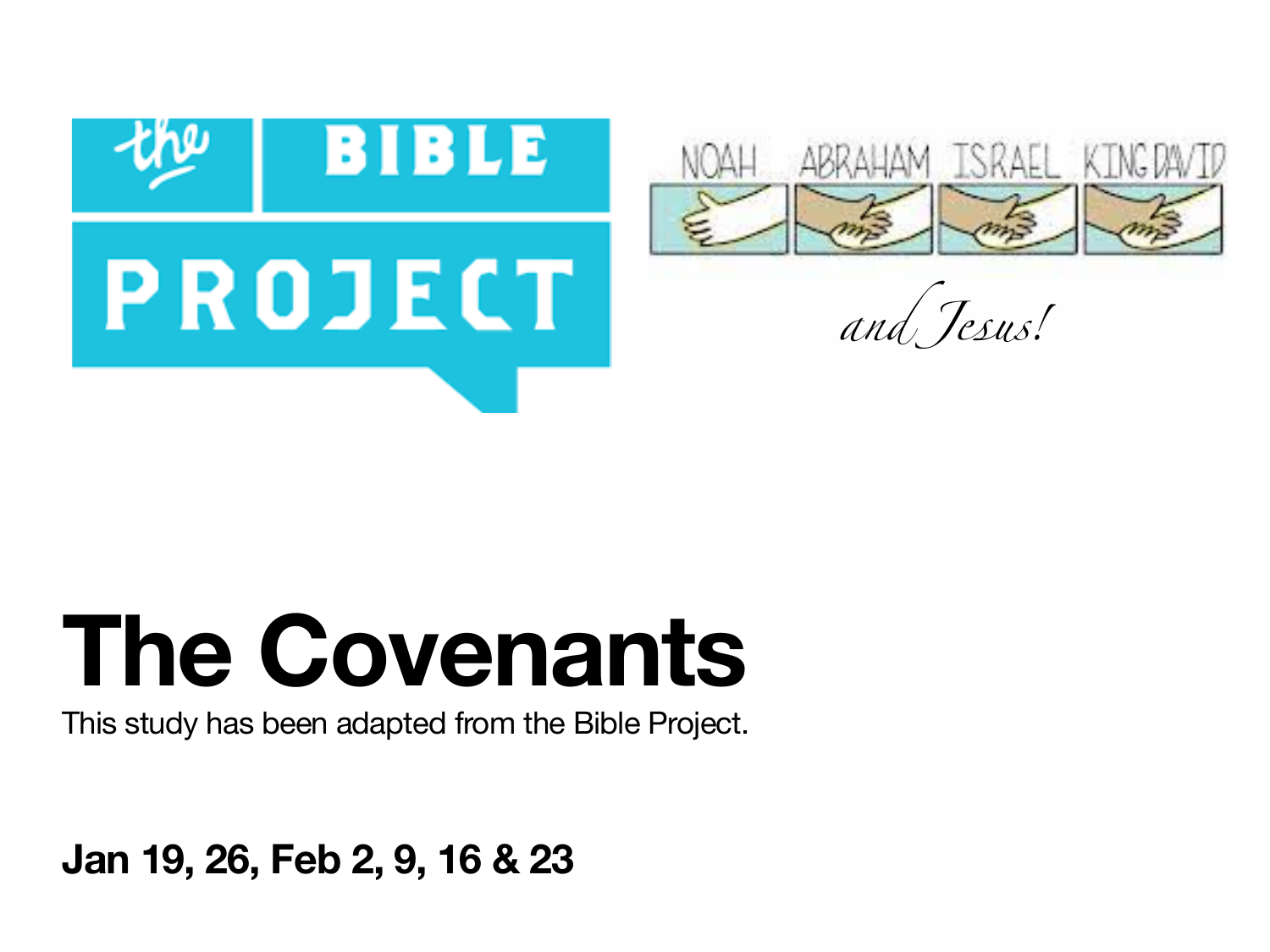the BIBLE PROJECT

NOAH ABRAHAM ISRAEL KING DAVID

*and Jesus!*

# The Covenants

This study has been adapted from the Bible Project.

**Jan 19, 26, Feb 2, 9, 16 & 23**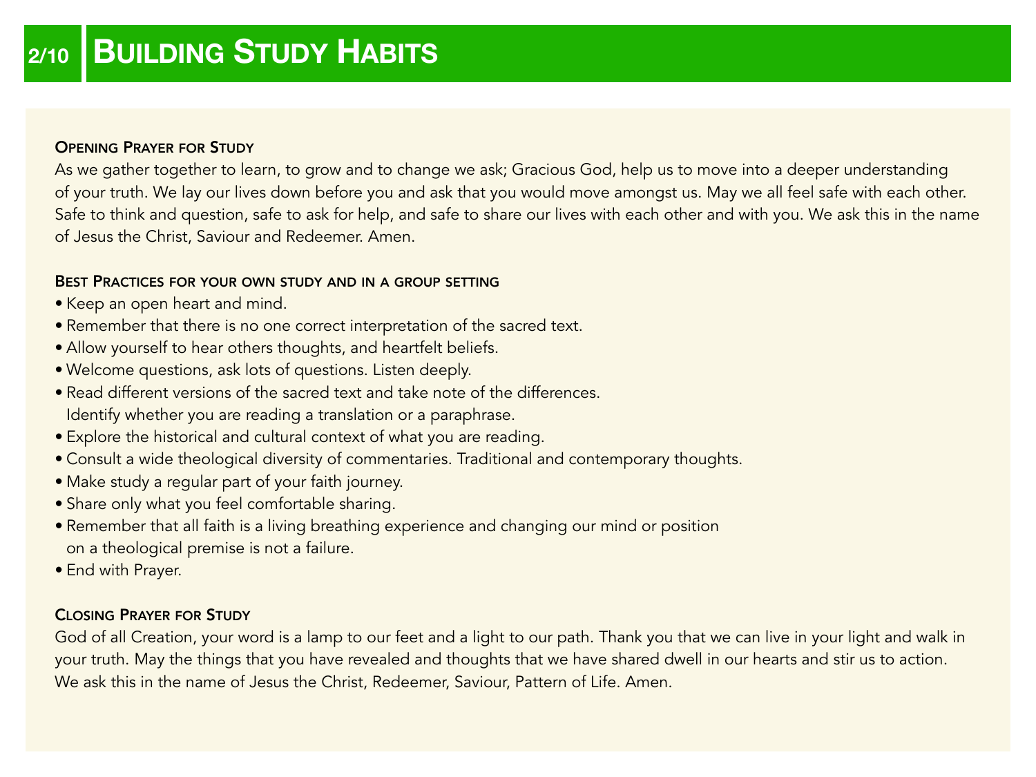# Building Study Habits

### Opening Prayer for Study

As we gather together to learn, to grow and to change we ask; Gracious God, help us to move into a deeper understanding of your truth. We lay our lives down before you and ask that you would move amongst us. May we all feel safe with each other. Safe to think and question, safe to ask for help, and safe to share our lives with each other and with you. We ask this in the name of Jesus the Christ, Saviour and Redeemer. Amen.

### Best Practices for your own study and in a group setting

- Keep an open heart and mind.
- Remember that there is no one correct interpretation of the sacred text.
- Allow yourself to hear others thoughts, and heartfelt beliefs.
- Welcome questions, ask lots of questions. Listen deeply.
- Read different versions of the sacred text and take note of the differences. Identify whether you are reading a translation or a paraphrase.
- Explore the historical and cultural context of what you are reading.
- Consult a wide theological diversity of commentaries. Traditional and contemporary thoughts.
- Make study a regular part of your faith journey.
- Share only what you feel comfortable sharing.
- Remember that all faith is a living breathing experience and changing our mind or position on a theological premise is not a failure.
- End with Prayer.

### Closing Prayer for Study

God of all Creation, your word is a lamp to our feet and a light to our path. Thank you that we can live in your light and walk in your truth. May the things that you have revealed and thoughts that we have shared dwell in our hearts and stir us to action. We ask this in the name of Jesus the Christ, Redeemer, Saviour, Pattern of Life. Amen.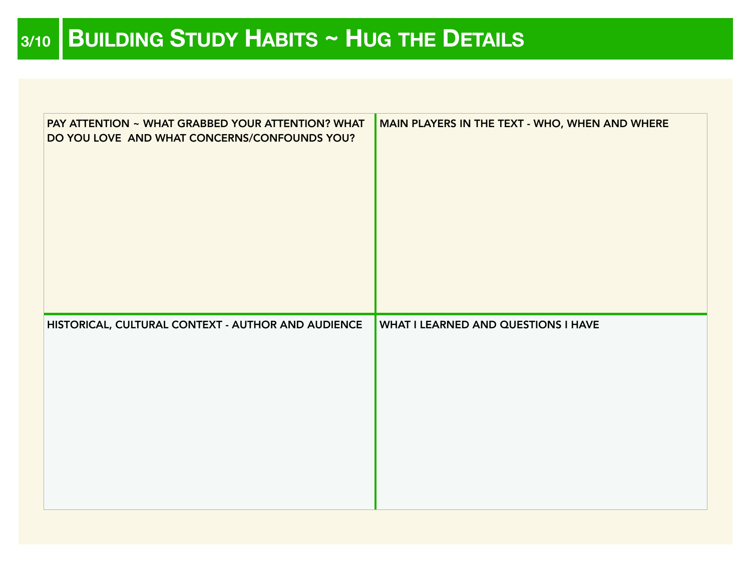# Building Study Habits ~ Hug the Details

| PAY ATTENTION ~ WHAT GRABBED YOUR ATTENTION? WHAT DO YOU LOVE AND WHAT CONCERNS/CONFOUNDS YOU? | MAIN PLAYERS IN THE TEXT - WHO, WHEN AND WHERE |
| --- | --- |
| HISTORICAL, CULTURAL CONTEXT - AUTHOR AND AUDIENCE | WHAT I LEARNED AND QUESTIONS I HAVE |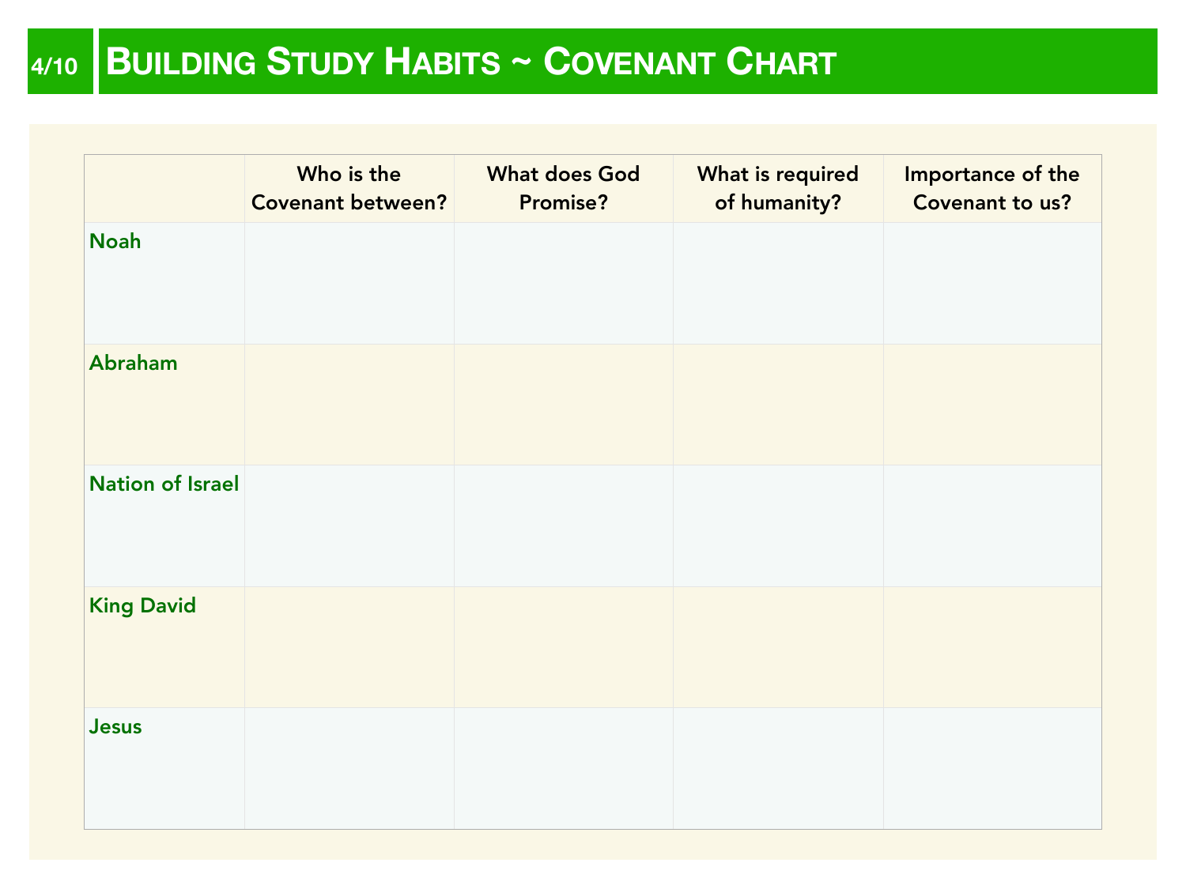# Building Study Habits ~ Covenant Chart

| | Who is the Covenant between? | What does God Promise? | What is required of humanity? | Importance of the Covenant to us? |
|---|---|---|---|---|
| **Noah** | | | | |
| **Abraham** | | | | |
| **Nation of Israel** | | | | |
| **King David** | | | | |
| **Jesus** | | | | |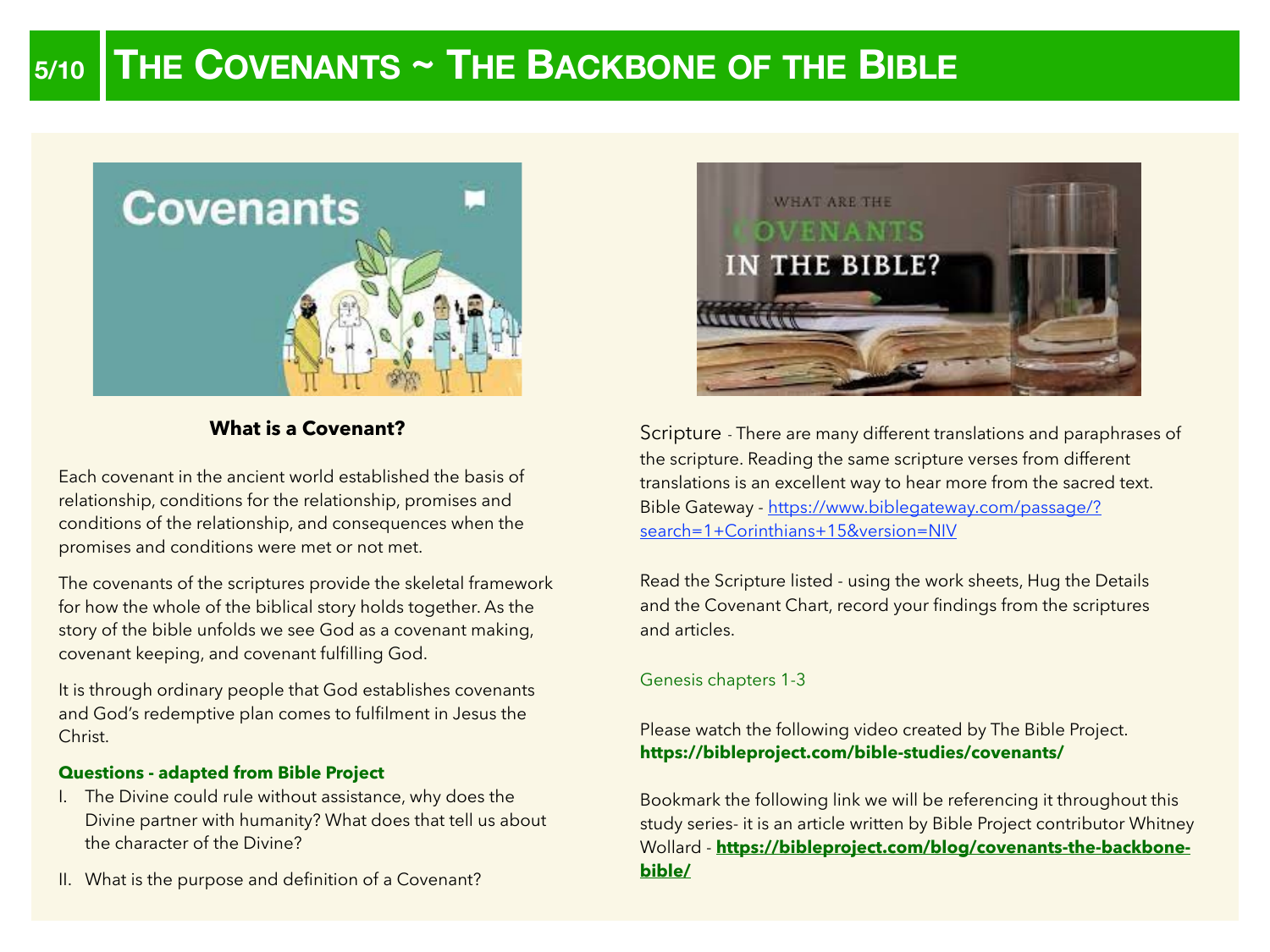# The Covenants ~ The Backbone of the Bible

### What is a Covenant?

Each covenant in the ancient world established the basis of relationship, conditions for the relationship, promises and conditions of the relationship, and consequences when the promises and conditions were met or not met.

The covenants of the scriptures provide the skeletal framework for how the whole of the biblical story holds together. As the story of the bible unfolds we see God as a covenant making, covenant keeping, and covenant fulfilling God.

It is through ordinary people that God establishes covenants and God's redemptive plan comes to fulfilment in Jesus the Christ.

**Questions - adapted from Bible Project**

I. The Divine could rule without assistance, why does the Divine partner with humanity? What does that tell us about the character of the Divine?

II. What is the purpose and definition of a Covenant?

Scripture - There are many different translations and paraphrases of the scripture. Reading the same scripture verses from different translations is an excellent way to hear more from the sacred text. Bible Gateway - https://www.biblegateway.com/passage/?search=1+Corinthians+15&version=NIV

Read the Scripture listed - using the work sheets, Hug the Details and the Covenant Chart, record your findings from the scriptures and articles.

Genesis chapters 1-3

Please watch the following video created by The Bible Project.
**https://bibleproject.com/bible-studies/covenants/**

Bookmark the following link we will be referencing it throughout this study series- it is an article written by Bible Project contributor Whitney Wollard - **https://bibleproject.com/blog/covenants-the-backbone-bible/**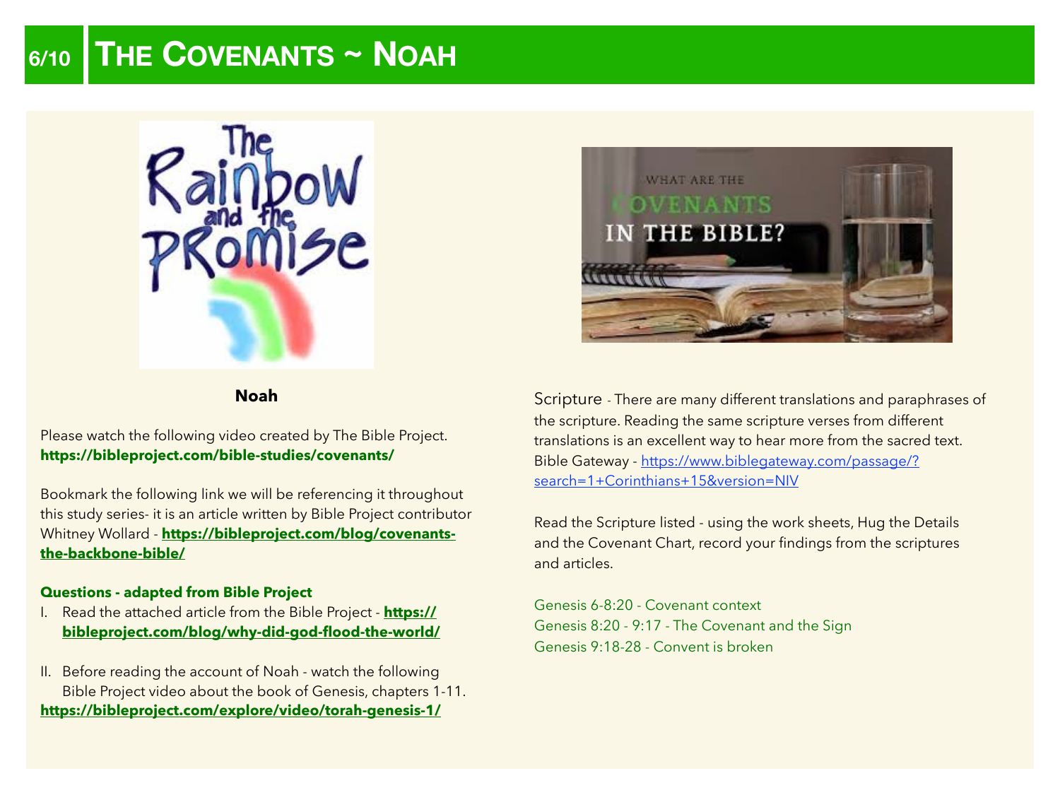# THE COVENANTS ~ NOAH

**Noah**

Please watch the following video created by The Bible Project.
**https://bibleproject.com/bible-studies/covenants/**

Bookmark the following link we will be referencing it throughout this study series- it is an article written by Bible Project contributor Whitney Wollard - **https://bibleproject.com/blog/covenants-the-backbone-bible/**

**Questions - adapted from Bible Project**

I. Read the attached article from the Bible Project - **https://bibleproject.com/blog/why-did-god-flood-the-world/**

II. Before reading the account of Noah - watch the following Bible Project video about the book of Genesis, chapters 1-11.
**https://bibleproject.com/explore/video/torah-genesis-1/**

Scripture - There are many different translations and paraphrases of the scripture. Reading the same scripture verses from different translations is an excellent way to hear more from the sacred text. Bible Gateway - https://www.biblegateway.com/passage/?search=1+Corinthians+15&version=NIV

Read the Scripture listed - using the work sheets, Hug the Details and the Covenant Chart, record your findings from the scriptures and articles.

Genesis 6-8:20 - Covenant context
Genesis 8:20 - 9:17 - The Covenant and the Sign
Genesis 9:18-28 - Convent is broken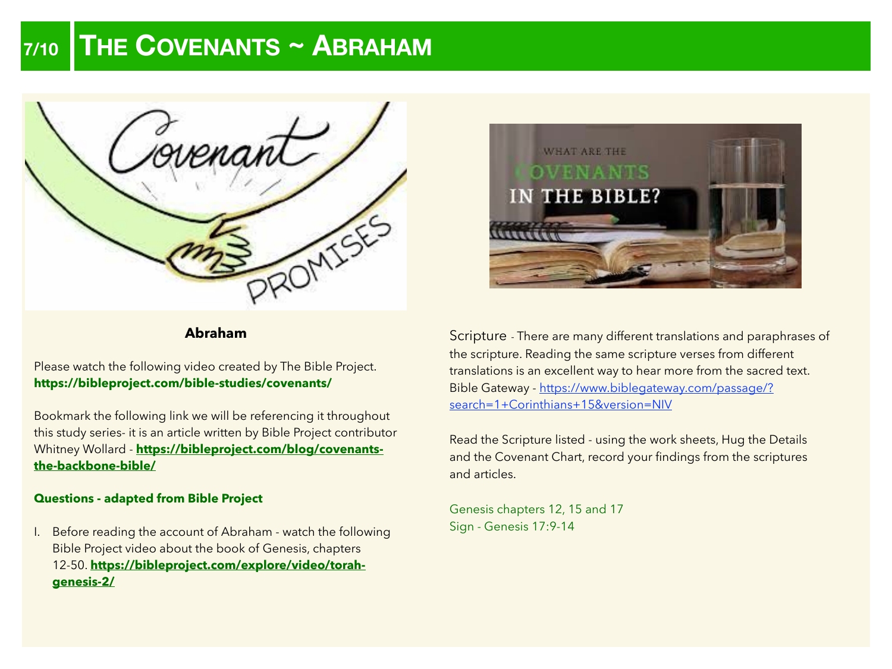# The Covenants ~ Abraham

**Abraham**

Please watch the following video created by The Bible Project. **https://bibleproject.com/bible-studies/covenants/**

Bookmark the following link we will be referencing it throughout this study series- it is an article written by Bible Project contributor Whitney Wollard - **https://bibleproject.com/blog/covenants-the-backbone-bible/**

**Questions - adapted from Bible Project**

I. Before reading the account of Abraham - watch the following Bible Project video about the book of Genesis, chapters 12-50. **https://bibleproject.com/explore/video/torah-genesis-2/**

Scripture - There are many different translations and paraphrases of the scripture. Reading the same scripture verses from different translations is an excellent way to hear more from the sacred text. Bible Gateway - https://www.biblegateway.com/passage/?search=1+Corinthians+15&version=NIV

Read the Scripture listed - using the work sheets, Hug the Details and the Covenant Chart, record your findings from the scriptures and articles.

Genesis chapters 12, 15 and 17
Sign - Genesis 17:9-14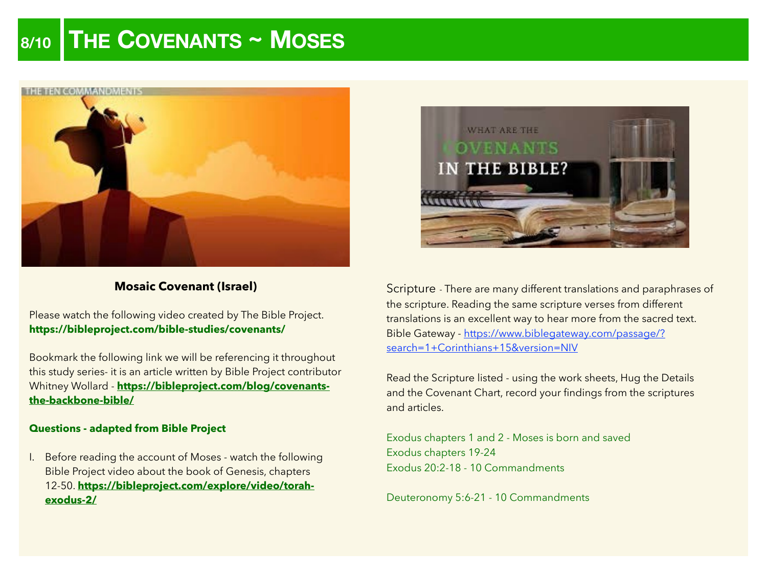# The Covenants ~ Moses

**Mosaic Covenant (Israel)**

Please watch the following video created by The Bible Project.
**https://bibleproject.com/bible-studies/covenants/**

Bookmark the following link we will be referencing it throughout this study series- it is an article written by Bible Project contributor Whitney Wollard - **https://bibleproject.com/blog/covenants-the-backbone-bible/**

**Questions - adapted from Bible Project**

I. Before reading the account of Moses - watch the following Bible Project video about the book of Genesis, chapters 12-50. **https://bibleproject.com/explore/video/torah-exodus-2/**

Scripture - There are many different translations and paraphrases of the scripture. Reading the same scripture verses from different translations is an excellent way to hear more from the sacred text. Bible Gateway - https://www.biblegateway.com/passage/?search=1+Corinthians+15&version=NIV

Read the Scripture listed - using the work sheets, Hug the Details and the Covenant Chart, record your findings from the scriptures and articles.

Exodus chapters 1 and 2 - Moses is born and saved
Exodus chapters 19-24
Exodus 20:2-18 - 10 Commandments

Deuteronomy 5:6-21 - 10 Commandments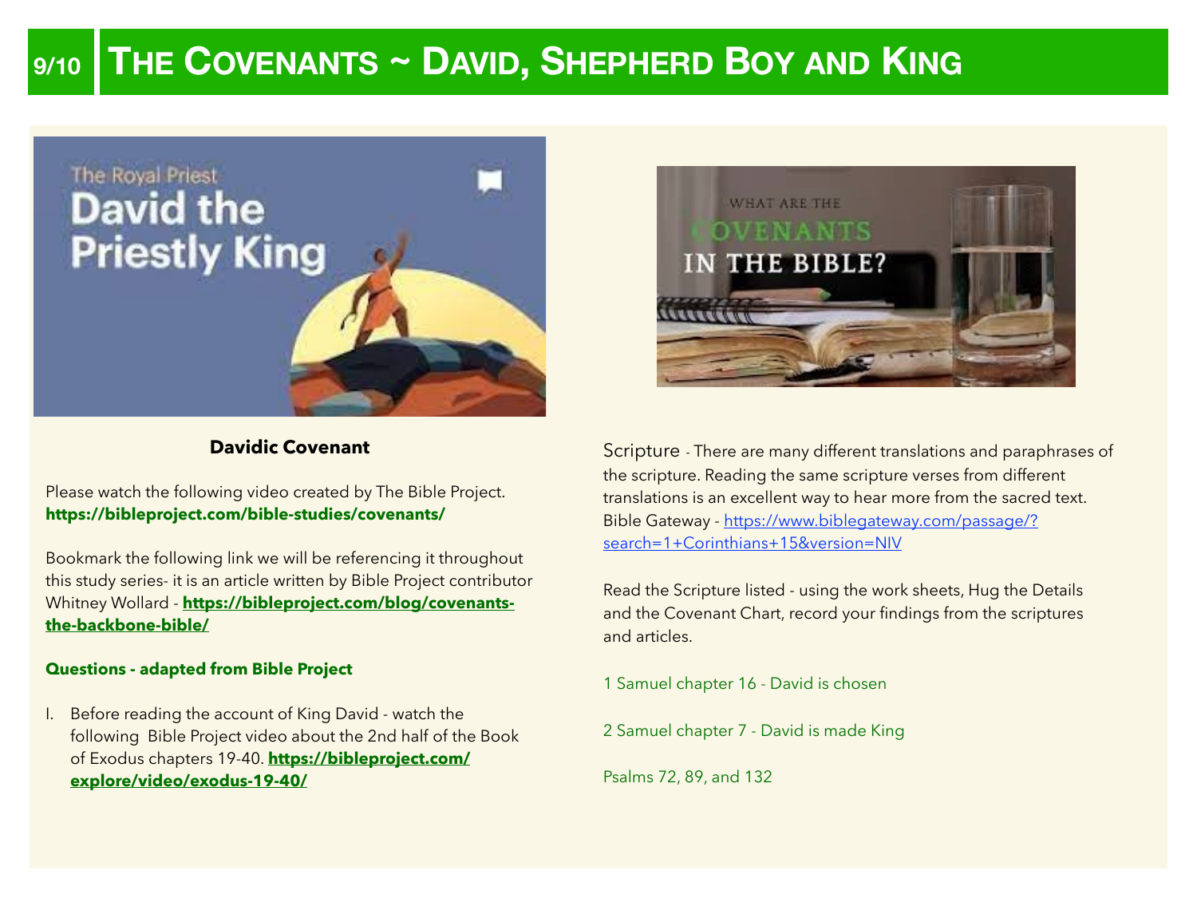# THE COVENANTS ~ DAVID, SHEPHERD BOY AND KING

**Davidic Covenant**

Please watch the following video created by The Bible Project.
**https://bibleproject.com/bible-studies/covenants/**

Bookmark the following link we will be referencing it throughout this study series- it is an article written by Bible Project contributor Whitney Wollard - **https://bibleproject.com/blog/covenants-the-backbone-bible/**

**Questions - adapted from Bible Project**

I. Before reading the account of King David - watch the following Bible Project video about the 2nd half of the Book of Exodus chapters 19-40. **https://bibleproject.com/explore/video/exodus-19-40/**

Scripture - There are many different translations and paraphrases of the scripture. Reading the same scripture verses from different translations is an excellent way to hear more from the sacred text. Bible Gateway - https://www.biblegateway.com/passage/?search=1+Corinthians+15&version=NIV

Read the Scripture listed - using the work sheets, Hug the Details and the Covenant Chart, record your findings from the scriptures and articles.

1 Samuel chapter 16 - David is chosen

2 Samuel chapter 7 - David is made King

Psalms 72, 89, and 132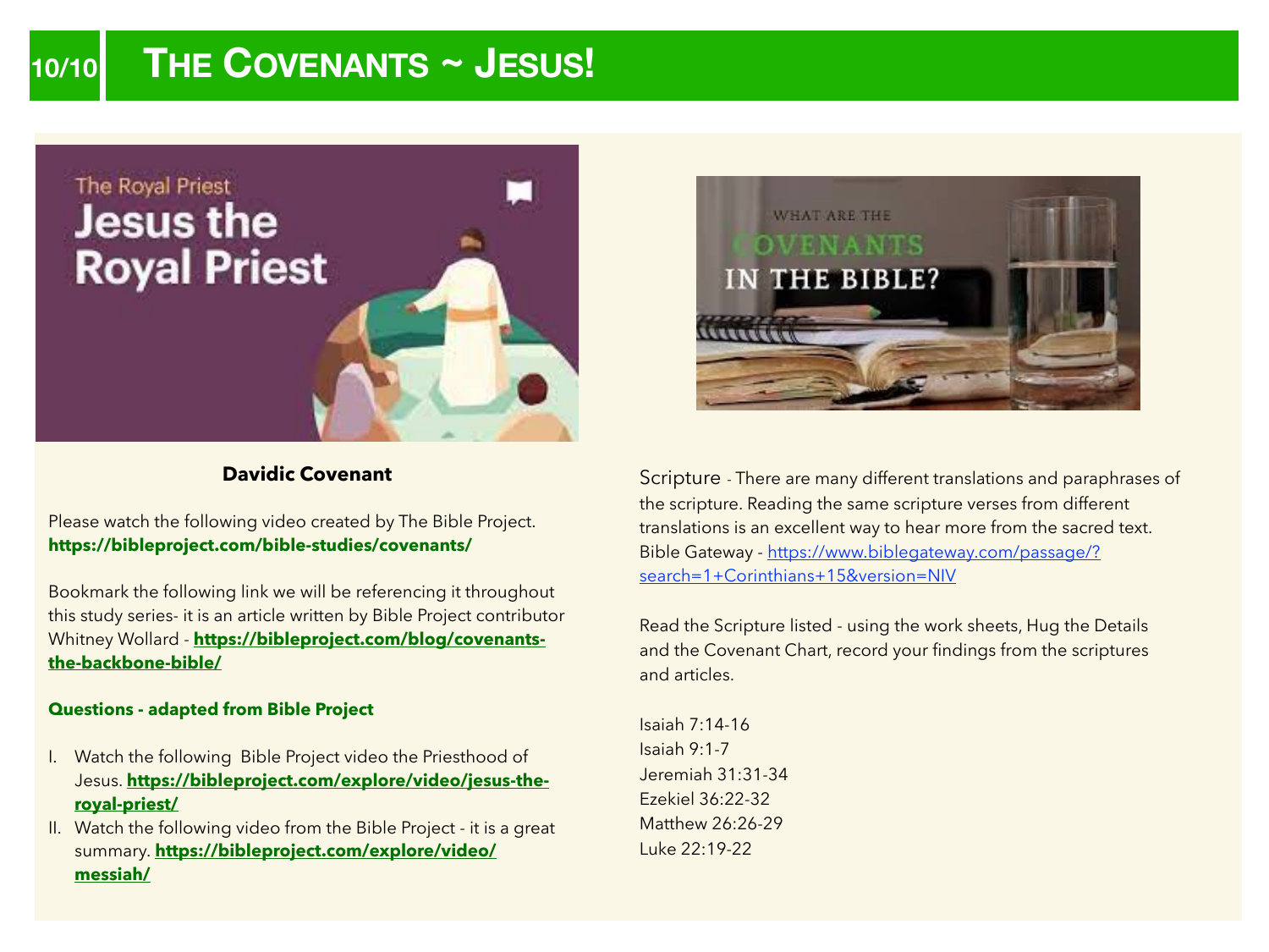# The Covenants ~ Jesus!

### Davidic Covenant

Please watch the following video created by The Bible Project.
**https://bibleproject.com/bible-studies/covenants/**

Bookmark the following link we will be referencing it throughout this study series- it is an article written by Bible Project contributor Whitney Wollard - **https://bibleproject.com/blog/covenants-the-backbone-bible/**

**Questions - adapted from Bible Project**

I. Watch the following Bible Project video the Priesthood of Jesus. **https://bibleproject.com/explore/video/jesus-the-royal-priest/**
II. Watch the following video from the Bible Project - it is a great summary. **https://bibleproject.com/explore/video/messiah/**

Scripture - There are many different translations and paraphrases of the scripture. Reading the same scripture verses from different translations is an excellent way to hear more from the sacred text. Bible Gateway - https://www.biblegateway.com/passage/?search=1+Corinthians+15&version=NIV

Read the Scripture listed - using the work sheets, Hug the Details and the Covenant Chart, record your findings from the scriptures and articles.

Isaiah 7:14-16
Isaiah 9:1-7
Jeremiah 31:31-34
Ezekiel 36:22-32
Matthew 26:26-29
Luke 22:19-22